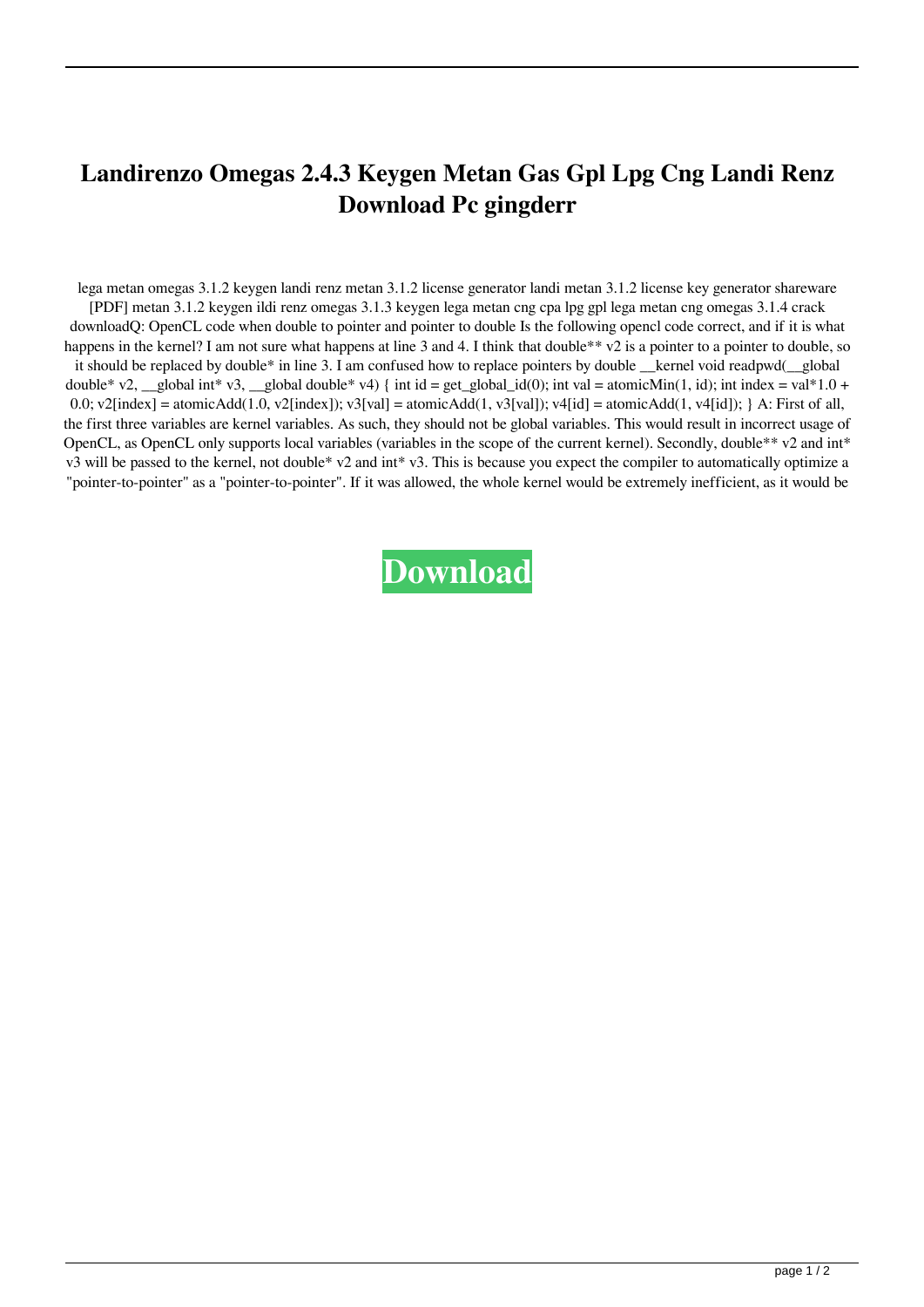# Landirenzo Omegas 2.4.3 Keygen Metan Gas Gpl Lpg Cng Landi Renz Download Pc gingderr

lega metan omegas 3.1.2 keygen landi renz metan 3.1.2 license generator landi metan 3.1.2 license key generator shareware [PDF] metan 3.1.2 keygen ildi renz omegas 3.1.3 keygen lega metan cng cpa lpg gpl lega metan cng omegas 3.1.4 crack downloadQ: OpenCL code when double to pointer and pointer to double Is the following opencl code correct, and if it is what happens in the kernel? I am not sure what happens at line 3 and 4. I think that double** v2 is a pointer to a pointer to double, so it should be replaced by double* in line 3. I am confused how to replace pointers by double __kernel void readpwd(__global double* v2, __global int* v3, __global double* v4) { int id = get_global_id(0); int val = atomicMin(1, id); int index = val*1.0 + 0.0; v2[index] = atomicAdd(1.0, v2[index]); v3[val] = atomicAdd(1, v3[val]); v4[id] = atomicAdd(1, v4[id]); } A: First of all, the first three variables are kernel variables. As such, they should not be global variables. This would result in incorrect usage of OpenCL, as OpenCL only supports local variables (variables in the scope of the current kernel). Secondly, double** v2 and int* v3 will be passed to the kernel, not double* v2 and int* v3. This is because you expect the compiler to automatically optimize a "pointer-to-pointer" as a "pointer-to-pointer". If it was allowed, the whole kernel would be extremely inefficient, as it would be

**Download**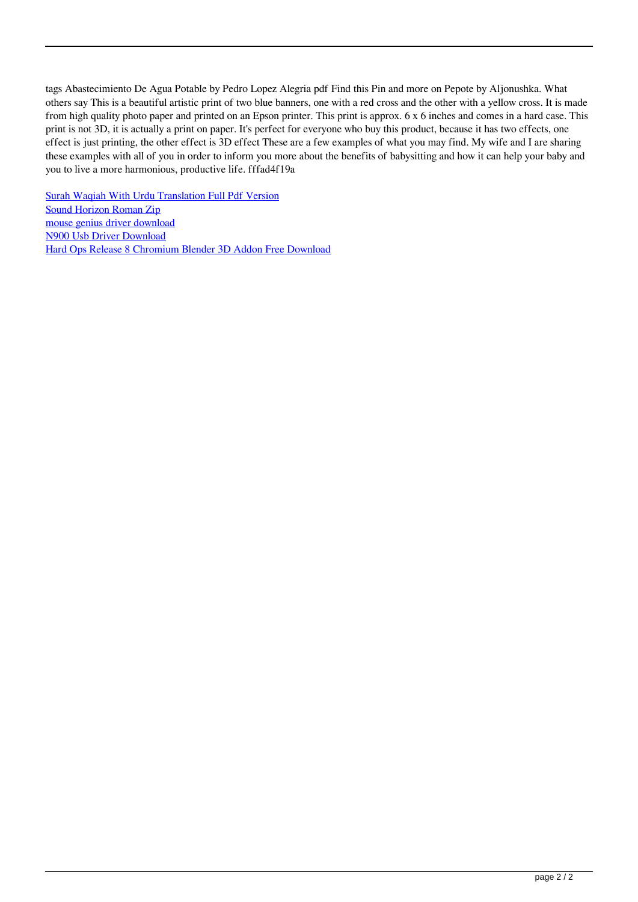tags Abastecimiento De Agua Potable by Pedro Lopez Alegria pdf Find this Pin and more on Pepote by Aljonushka. What others say This is a beautiful artistic print of two blue banners, one with a red cross and the other with a yellow cross. It is made from high quality photo paper and printed on an Epson printer. This print is approx. 6 x 6 inches and comes in a hard case. This print is not 3D, it is actually a print on paper. It's perfect for everyone who buy this product, because it has two effects, one effect is just printing, the other effect is 3D effect These are a few examples of what you may find. My wife and I are sharing these examples with all of you in order to inform you more about the benefits of babysitting and how it can help your baby and you to live a more harmonious, productive life. fffad4f19a

Surah Waqiah With Urdu Translation Full Pdf Version
Sound Horizon Roman Zip
mouse genius driver download
N900 Usb Driver Download
Hard Ops Release 8 Chromium Blender 3D Addon Free Download